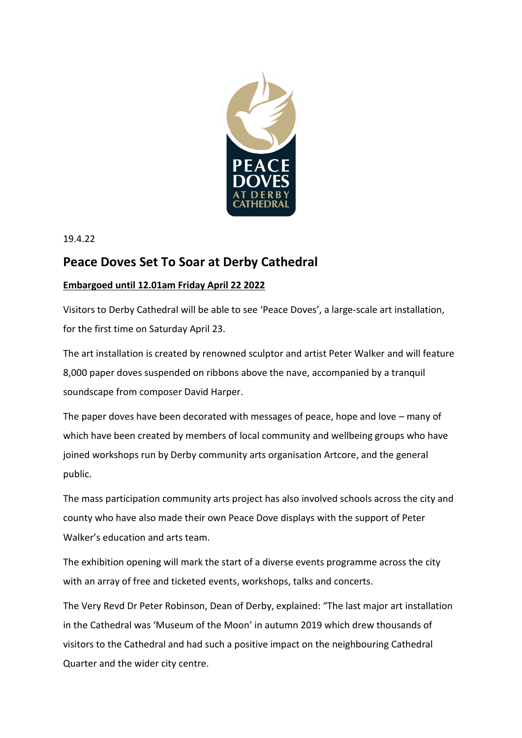19.4.22

# Peace Doves Set To Soar at Derby Cathedral

**Embargoed until 12.01am Friday April 22 2022**

Visitors to Derby Cathedral will be able to see 'Peace Doves', a large-scale art installation, for the first time on Saturday April 23.

The art installation is created by renowned sculptor and artist Peter Walker and will feature 8,000 paper doves suspended on ribbons above the nave, accompanied by a tranquil soundscape from composer David Harper.

The paper doves have been decorated with messages of peace, hope and love – many of which have been created by members of local community and wellbeing groups who have joined workshops run by Derby community arts organisation Artcore, and the general public.

The mass participation community arts project has also involved schools across the city and county who have also made their own Peace Dove displays with the support of Peter Walker's education and arts team.

The exhibition opening will mark the start of a diverse events programme across the city with an array of free and ticketed events, workshops, talks and concerts.

The Very Revd Dr Peter Robinson, Dean of Derby, explained: "The last major art installation in the Cathedral was 'Museum of the Moon' in autumn 2019 which drew thousands of visitors to the Cathedral and had such a positive impact on the neighbouring Cathedral Quarter and the wider city centre.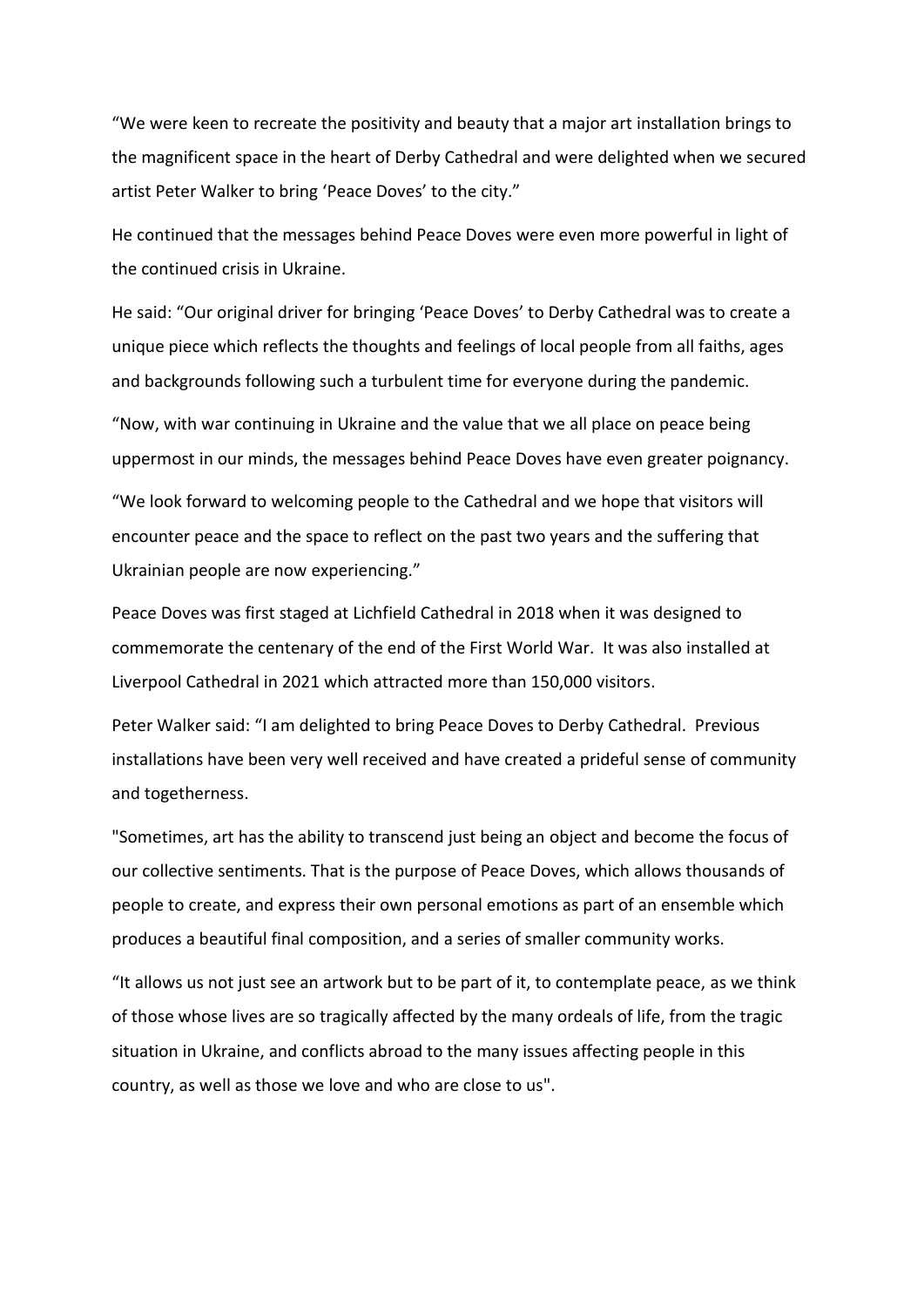“We were keen to recreate the positivity and beauty that a major art installation brings to the magnificent space in the heart of Derby Cathedral and were delighted when we secured artist Peter Walker to bring ‘Peace Doves’ to the city.”

He continued that the messages behind Peace Doves were even more powerful in light of the continued crisis in Ukraine.

He said: “Our original driver for bringing ‘Peace Doves’ to Derby Cathedral was to create a unique piece which reflects the thoughts and feelings of local people from all faiths, ages and backgrounds following such a turbulent time for everyone during the pandemic.

“Now, with war continuing in Ukraine and the value that we all place on peace being uppermost in our minds, the messages behind Peace Doves have even greater poignancy.

“We look forward to welcoming people to the Cathedral and we hope that visitors will encounter peace and the space to reflect on the past two years and the suffering that Ukrainian people are now experiencing.”

Peace Doves was first staged at Lichfield Cathedral in 2018 when it was designed to commemorate the centenary of the end of the First World War. It was also installed at Liverpool Cathedral in 2021 which attracted more than 150,000 visitors.

Peter Walker said: “I am delighted to bring Peace Doves to Derby Cathedral. Previous installations have been very well received and have created a prideful sense of community and togetherness.

"Sometimes, art has the ability to transcend just being an object and become the focus of our collective sentiments. That is the purpose of Peace Doves, which allows thousands of people to create, and express their own personal emotions as part of an ensemble which produces a beautiful final composition, and a series of smaller community works.

“It allows us not just see an artwork but to be part of it, to contemplate peace, as we think of those whose lives are so tragically affected by the many ordeals of life, from the tragic situation in Ukraine, and conflicts abroad to the many issues affecting people in this country, as well as those we love and who are close to us".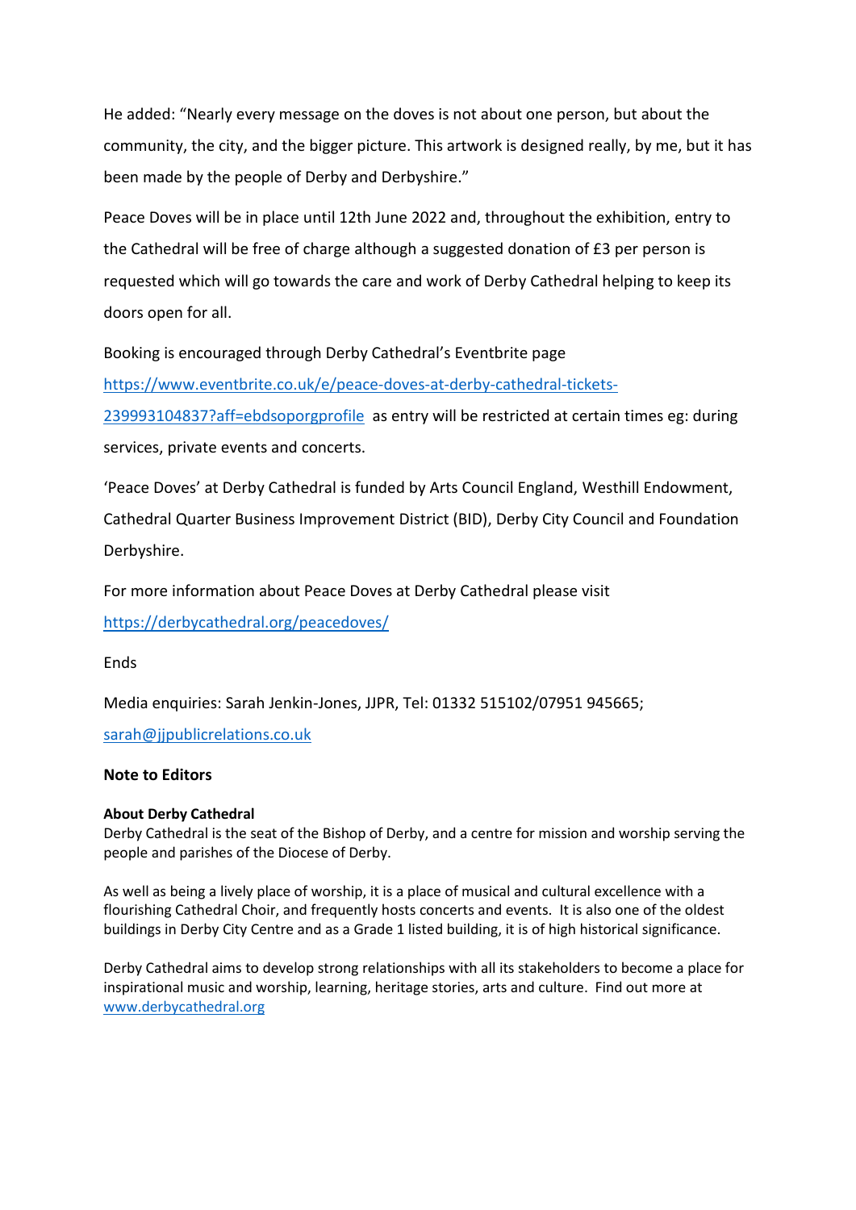He added: "Nearly every message on the doves is not about one person, but about the community, the city, and the bigger picture. This artwork is designed really, by me, but it has been made by the people of Derby and Derbyshire."

Peace Doves will be in place until 12th June 2022 and, throughout the exhibition, entry to the Cathedral will be free of charge although a suggested donation of £3 per person is requested which will go towards the care and work of Derby Cathedral helping to keep its doors open for all.

Booking is encouraged through Derby Cathedral's Eventbrite page https://www.eventbrite.co.uk/e/peace-doves-at-derby-cathedral-tickets-239993104837?aff=ebdsoporgprofile as entry will be restricted at certain times eg: during services, private events and concerts.

'Peace Doves' at Derby Cathedral is funded by Arts Council England, Westhill Endowment, Cathedral Quarter Business Improvement District (BID), Derby City Council and Foundation Derbyshire.

For more information about Peace Doves at Derby Cathedral please visit https://derbycathedral.org/peacedoves/

Ends

Media enquiries: Sarah Jenkin-Jones, JJPR, Tel: 01332 515102/07951 945665; sarah@jjpublicrelations.co.uk

**Note to Editors**

**About Derby Cathedral**

Derby Cathedral is the seat of the Bishop of Derby, and a centre for mission and worship serving the people and parishes of the Diocese of Derby.

As well as being a lively place of worship, it is a place of musical and cultural excellence with a flourishing Cathedral Choir, and frequently hosts concerts and events. It is also one of the oldest buildings in Derby City Centre and as a Grade 1 listed building, it is of high historical significance.

Derby Cathedral aims to develop strong relationships with all its stakeholders to become a place for inspirational music and worship, learning, heritage stories, arts and culture. Find out more at www.derbycathedral.org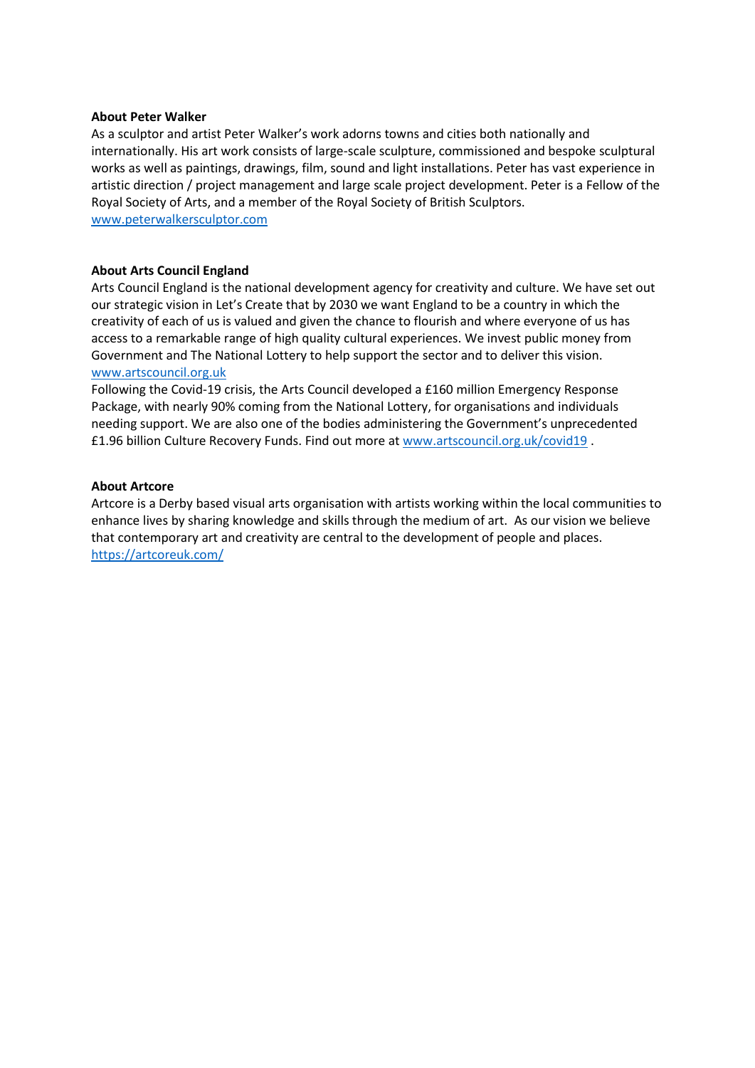**About Peter Walker**

As a sculptor and artist Peter Walker's work adorns towns and cities both nationally and internationally. His art work consists of large-scale sculpture, commissioned and bespoke sculptural works as well as paintings, drawings, film, sound and light installations. Peter has vast experience in artistic direction / project management and large scale project development. Peter is a Fellow of the Royal Society of Arts, and a member of the Royal Society of British Sculptors.
www.peterwalkersculptor.com

**About Arts Council England**

Arts Council England is the national development agency for creativity and culture. We have set out our strategic vision in Let's Create that by 2030 we want England to be a country in which the creativity of each of us is valued and given the chance to flourish and where everyone of us has access to a remarkable range of high quality cultural experiences. We invest public money from Government and The National Lottery to help support the sector and to deliver this vision.
www.artscouncil.org.uk

Following the Covid-19 crisis, the Arts Council developed a £160 million Emergency Response Package, with nearly 90% coming from the National Lottery, for organisations and individuals needing support. We are also one of the bodies administering the Government's unprecedented £1.96 billion Culture Recovery Funds. Find out more at www.artscouncil.org.uk/covid19 .

**About Artcore**

Artcore is a Derby based visual arts organisation with artists working within the local communities to enhance lives by sharing knowledge and skills through the medium of art. As our vision we believe that contemporary art and creativity are central to the development of people and places.
https://artcoreuk.com/